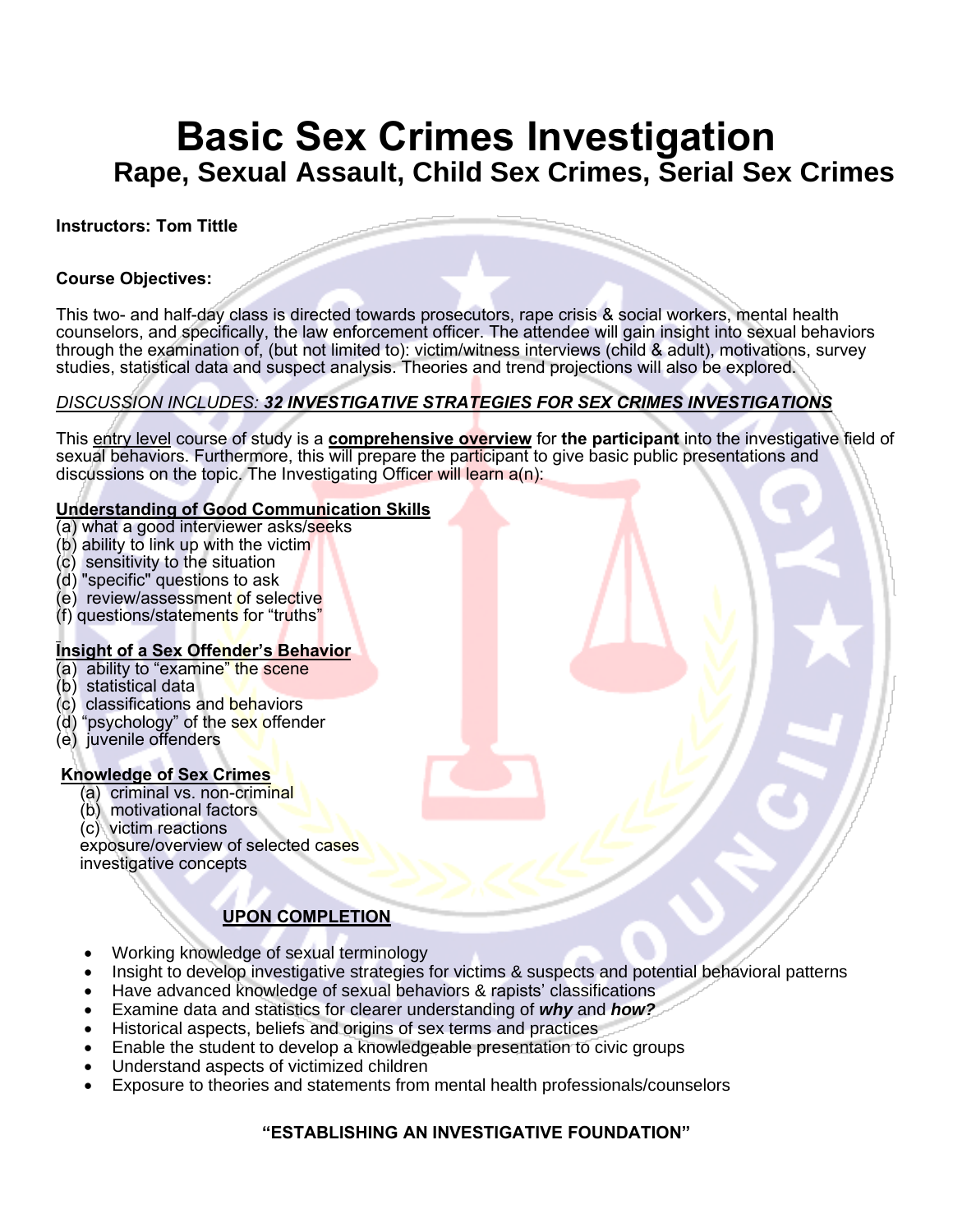# Basic Sex Crimes Investigation

## Rape, Sexual Assault, Child Sex Crimes, Serial Sex Crimes

**Instructors: Tom Tittle**

**Course Objectives:**

This two- and half-day class is directed towards prosecutors, rape crisis & social workers, mental health counselors, and specifically, the law enforcement officer. The attendee will gain insight into sexual behaviors through the examination of, (but not limited to): victim/witness interviews (child & adult), motivations, survey studies, statistical data and suspect analysis. Theories and trend projections will also be explored.

*DISCUSSION INCLUDES:* ***32 INVESTIGATIVE STRATEGIES FOR SEX CRIMES INVESTIGATIONS***

This entry level course of study is a **comprehensive overview** for **the participant** into the investigative field of sexual behaviors. Furthermore, this will prepare the participant to give basic public presentations and discussions on the topic. The Investigating Officer will learn a(n):

**Understanding of Good Communication Skills**

(a) what a good interviewer asks/seeks
(b) ability to link up with the victim
(c) sensitivity to the situation
(d) "specific" questions to ask
(e) review/assessment of selective
(f) questions/statements for "truths"

**Insight of a Sex Offender's Behavior**

(a) ability to "examine" the scene
(b) statistical data
(c) classifications and behaviors
(d) "psychology" of the sex offender
(e) juvenile offenders

**Knowledge of Sex Crimes**

(a) criminal vs. non-criminal
(b) motivational factors
(c) victim reactions
exposure/overview of selected cases
investigative concepts

**UPON COMPLETION**

- Working knowledge of sexual terminology
- Insight to develop investigative strategies for victims & suspects and potential behavioral patterns
- Have advanced knowledge of sexual behaviors & rapists' classifications
- Examine data and statistics for clearer understanding of ***why*** and ***how?***
- Historical aspects, beliefs and origins of sex terms and practices
- Enable the student to develop a knowledgeable presentation to civic groups
- Understand aspects of victimized children
- Exposure to theories and statements from mental health professionals/counselors

**"ESTABLISHING AN INVESTIGATIVE FOUNDATION"**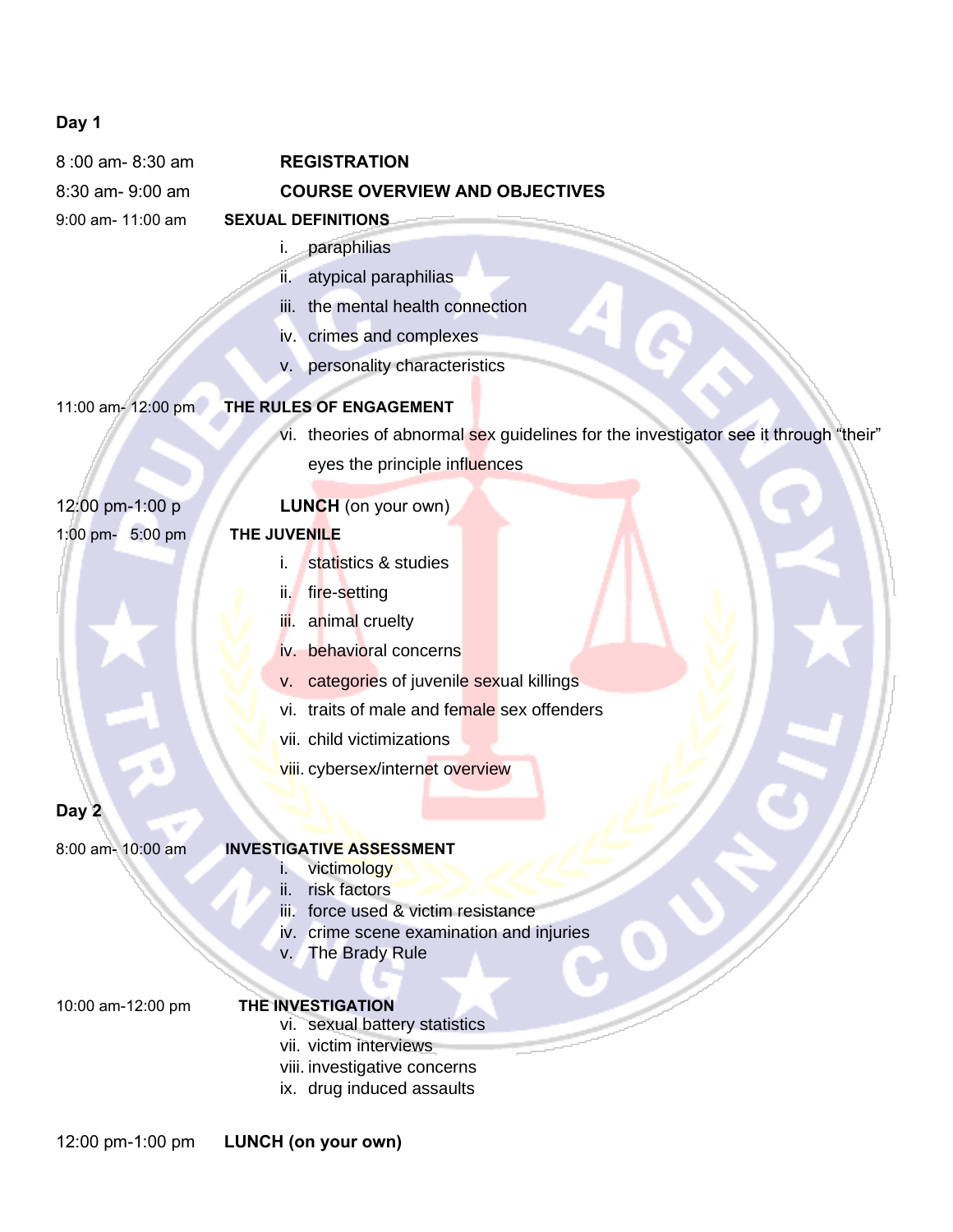**Day 1**

8 :00 am- 8:30 am **REGISTRATION**

8:30 am- 9:00 am **COURSE OVERVIEW AND OBJECTIVES**

9:00 am- 11:00 am **SEXUAL DEFINITIONS**

- i. paraphilias
- ii. atypical paraphilias
- iii. the mental health connection
- iv. crimes and complexes
- v. personality characteristics

11:00 am- 12:00 pm **THE RULES OF ENGAGEMENT**

- vi. theories of abnormal sex guidelines for the investigator see it through "their" eyes the principle influences

12:00 pm-1:00 p **LUNCH** (on your own)

1:00 pm- 5:00 pm **THE JUVENILE**

- i. statistics & studies
- ii. fire-setting
- iii. animal cruelty
- iv. behavioral concerns
- v. categories of juvenile sexual killings
- vi. traits of male and female sex offenders
- vii. child victimizations
- viii. cybersex/internet overview

**Day 2**

8:00 am- 10:00 am **INVESTIGATIVE ASSESSMENT**

- i. victimology
- ii. risk factors
- iii. force used & victim resistance
- iv. crime scene examination and injuries
- v. The Brady Rule

10:00 am-12:00 pm **THE INVESTIGATION**

- vi. sexual battery statistics
- vii. victim interviews
- viii. investigative concerns
- ix. drug induced assaults

12:00 pm-1:00 pm **LUNCH (on your own)**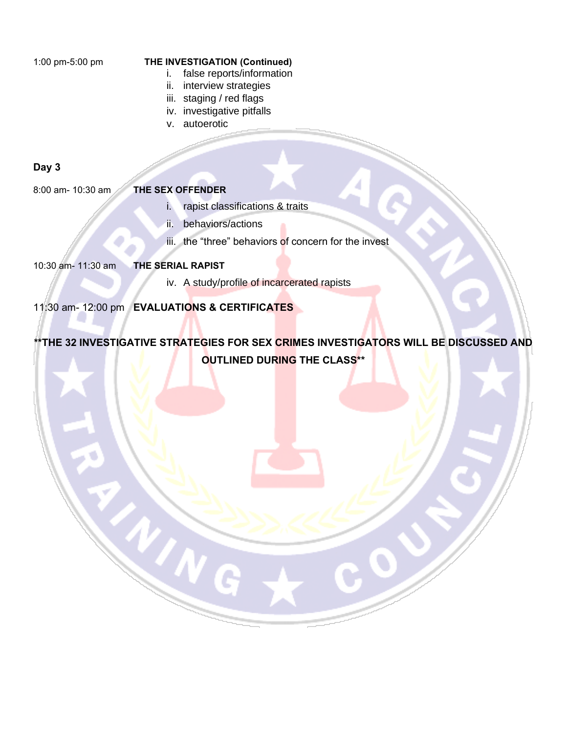1:00 pm-5:00 pm **THE INVESTIGATION (Continued)**

i. false reports/information
ii. interview strategies
iii. staging / red flags
iv. investigative pitfalls
v. autoerotic

**Day 3**

8:00 am- 10:30 am **THE SEX OFFENDER**

i. rapist classifications & traits
ii. behaviors/actions
iii. the "three" behaviors of concern for the invest

10:30 am- 11:30 am **THE SERIAL RAPIST**

iv. A study/profile of incarcerated rapists

11:30 am- 12:00 pm **EVALUATIONS & CERTIFICATES**

**\*\*THE 32 INVESTIGATIVE STRATEGIES FOR SEX CRIMES INVESTIGATORS WILL BE DISCUSSED AND OUTLINED DURING THE CLASS\*\***